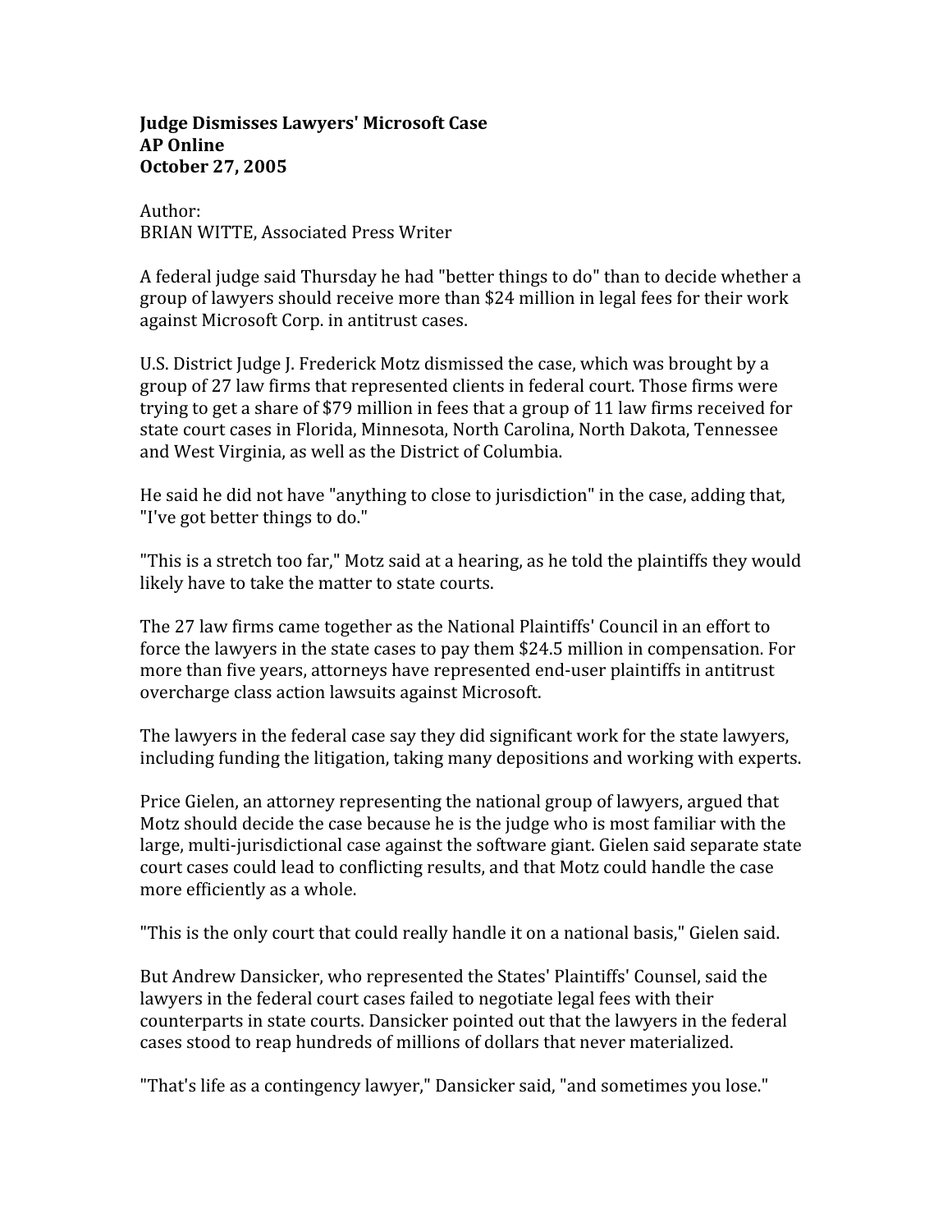**Judge Dismisses Lawyers' Microsoft Case**
**AP Online**
**October 27, 2005**

Author:
BRIAN WITTE, Associated Press Writer

A federal judge said Thursday he had "better things to do" than to decide whether a group of lawyers should receive more than $24 million in legal fees for their work against Microsoft Corp. in antitrust cases.

U.S. District Judge J. Frederick Motz dismissed the case, which was brought by a group of 27 law firms that represented clients in federal court. Those firms were trying to get a share of $79 million in fees that a group of 11 law firms received for state court cases in Florida, Minnesota, North Carolina, North Dakota, Tennessee and West Virginia, as well as the District of Columbia.

He said he did not have "anything to close to jurisdiction" in the case, adding that, "I've got better things to do."

"This is a stretch too far," Motz said at a hearing, as he told the plaintiffs they would likely have to take the matter to state courts.

The 27 law firms came together as the National Plaintiffs' Council in an effort to force the lawyers in the state cases to pay them $24.5 million in compensation. For more than five years, attorneys have represented end-user plaintiffs in antitrust overcharge class action lawsuits against Microsoft.

The lawyers in the federal case say they did significant work for the state lawyers, including funding the litigation, taking many depositions and working with experts.

Price Gielen, an attorney representing the national group of lawyers, argued that Motz should decide the case because he is the judge who is most familiar with the large, multi-jurisdictional case against the software giant. Gielen said separate state court cases could lead to conflicting results, and that Motz could handle the case more efficiently as a whole.

"This is the only court that could really handle it on a national basis," Gielen said.

But Andrew Dansicker, who represented the States' Plaintiffs' Counsel, said the lawyers in the federal court cases failed to negotiate legal fees with their counterparts in state courts. Dansicker pointed out that the lawyers in the federal cases stood to reap hundreds of millions of dollars that never materialized.

"That's life as a contingency lawyer," Dansicker said, "and sometimes you lose."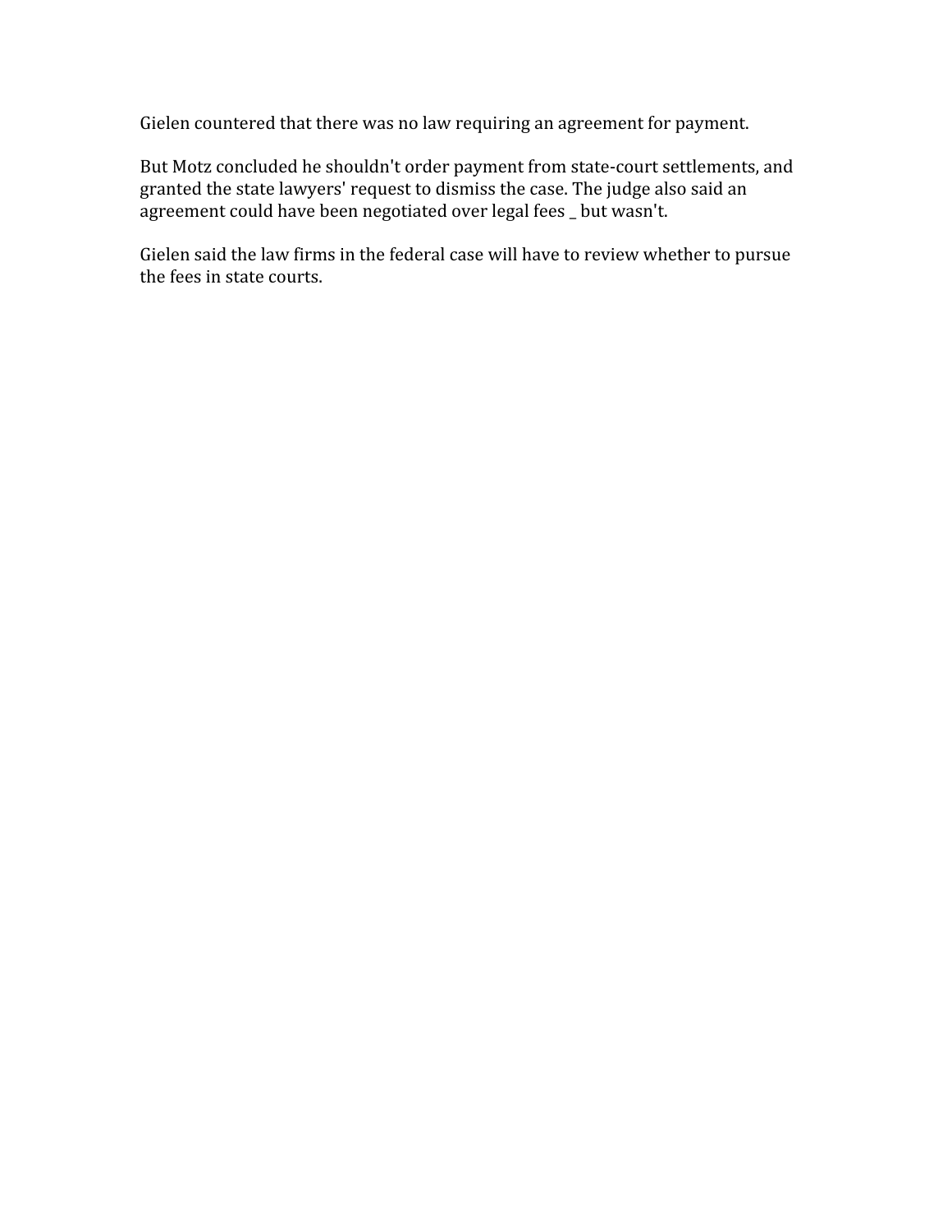Gielen countered that there was no law requiring an agreement for payment.

But Motz concluded he shouldn't order payment from state-court settlements, and granted the state lawyers' request to dismiss the case. The judge also said an agreement could have been negotiated over legal fees _ but wasn't.

Gielen said the law firms in the federal case will have to review whether to pursue the fees in state courts.